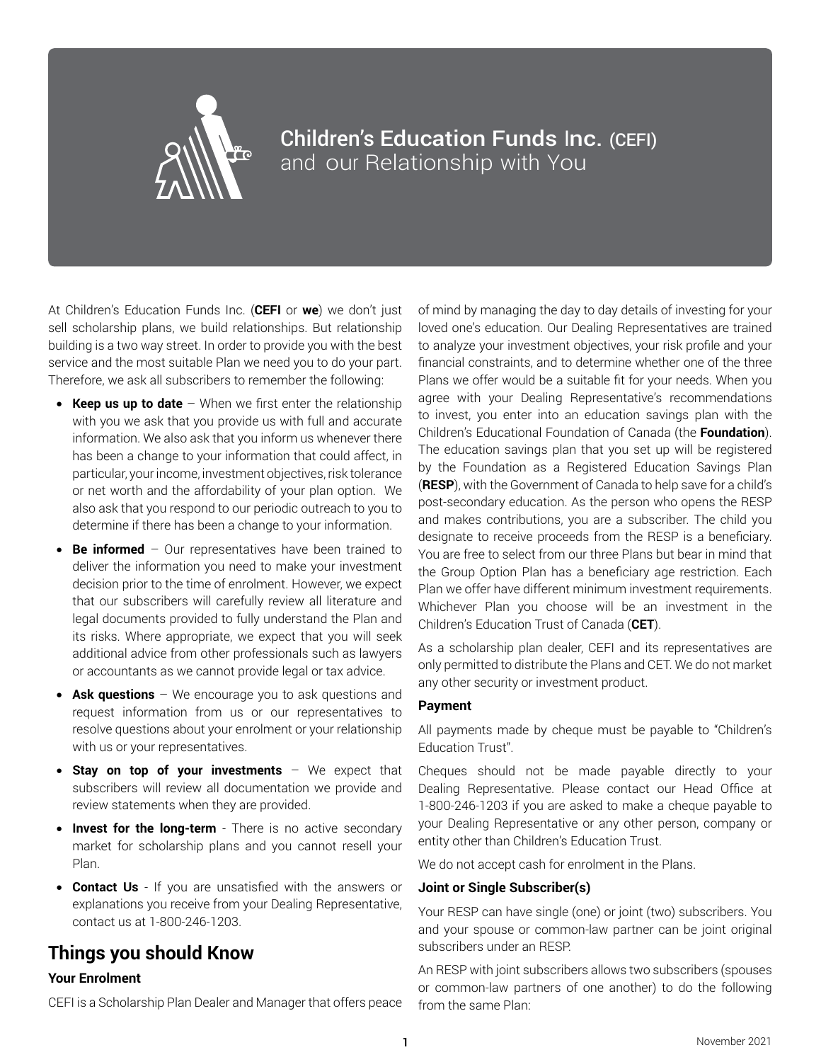# Children's Education Funds Inc. (CEFI) and our Relationship with You

At Children's Education Funds Inc. (**CEFI** or **we**) we don't just sell scholarship plans, we build relationships. But relationship building is a two way street. In order to provide you with the best service and the most suitable Plan we need you to do your part. Therefore, we ask all subscribers to remember the following:

- **Keep us up to date** – When we first enter the relationship with you we ask that you provide us with full and accurate information. We also ask that you inform us whenever there has been a change to your information that could affect, in particular, your income, investment objectives, risk tolerance or net worth and the affordability of your plan option. We also ask that you respond to our periodic outreach to you to determine if there has been a change to your information.
- **Be informed** – Our representatives have been trained to deliver the information you need to make your investment decision prior to the time of enrolment. However, we expect that our subscribers will carefully review all literature and legal documents provided to fully understand the Plan and its risks. Where appropriate, we expect that you will seek additional advice from other professionals such as lawyers or accountants as we cannot provide legal or tax advice.
- **Ask questions** – We encourage you to ask questions and request information from us or our representatives to resolve questions about your enrolment or your relationship with us or your representatives.
- **Stay on top of your investments** – We expect that subscribers will review all documentation we provide and review statements when they are provided.
- **Invest for the long-term** - There is no active secondary market for scholarship plans and you cannot resell your Plan.
- **Contact Us** - If you are unsatisfied with the answers or explanations you receive from your Dealing Representative, contact us at 1-800-246-1203.

## Things you should Know

### Your Enrolment

CEFI is a Scholarship Plan Dealer and Manager that offers peace of mind by managing the day to day details of investing for your loved one's education. Our Dealing Representatives are trained to analyze your investment objectives, your risk profile and your financial constraints, and to determine whether one of the three Plans we offer would be a suitable fit for your needs. When you agree with your Dealing Representative's recommendations to invest, you enter into an education savings plan with the Children's Educational Foundation of Canada (the **Foundation**). The education savings plan that you set up will be registered by the Foundation as a Registered Education Savings Plan (**RESP**), with the Government of Canada to help save for a child's post-secondary education. As the person who opens the RESP and makes contributions, you are a subscriber. The child you designate to receive proceeds from the RESP is a beneficiary. You are free to select from our three Plans but bear in mind that the Group Option Plan has a beneficiary age restriction. Each Plan we offer have different minimum investment requirements. Whichever Plan you choose will be an investment in the Children's Education Trust of Canada (**CET**).

As a scholarship plan dealer, CEFI and its representatives are only permitted to distribute the Plans and CET. We do not market any other security or investment product.

### Payment

All payments made by cheque must be payable to "Children's Education Trust".

Cheques should not be made payable directly to your Dealing Representative. Please contact our Head Office at 1-800-246-1203 if you are asked to make a cheque payable to your Dealing Representative or any other person, company or entity other than Children's Education Trust.

We do not accept cash for enrolment in the Plans.

### Joint or Single Subscriber(s)

Your RESP can have single (one) or joint (two) subscribers. You and your spouse or common-law partner can be joint original subscribers under an RESP.

An RESP with joint subscribers allows two subscribers (spouses or common-law partners of one another) to do the following from the same Plan: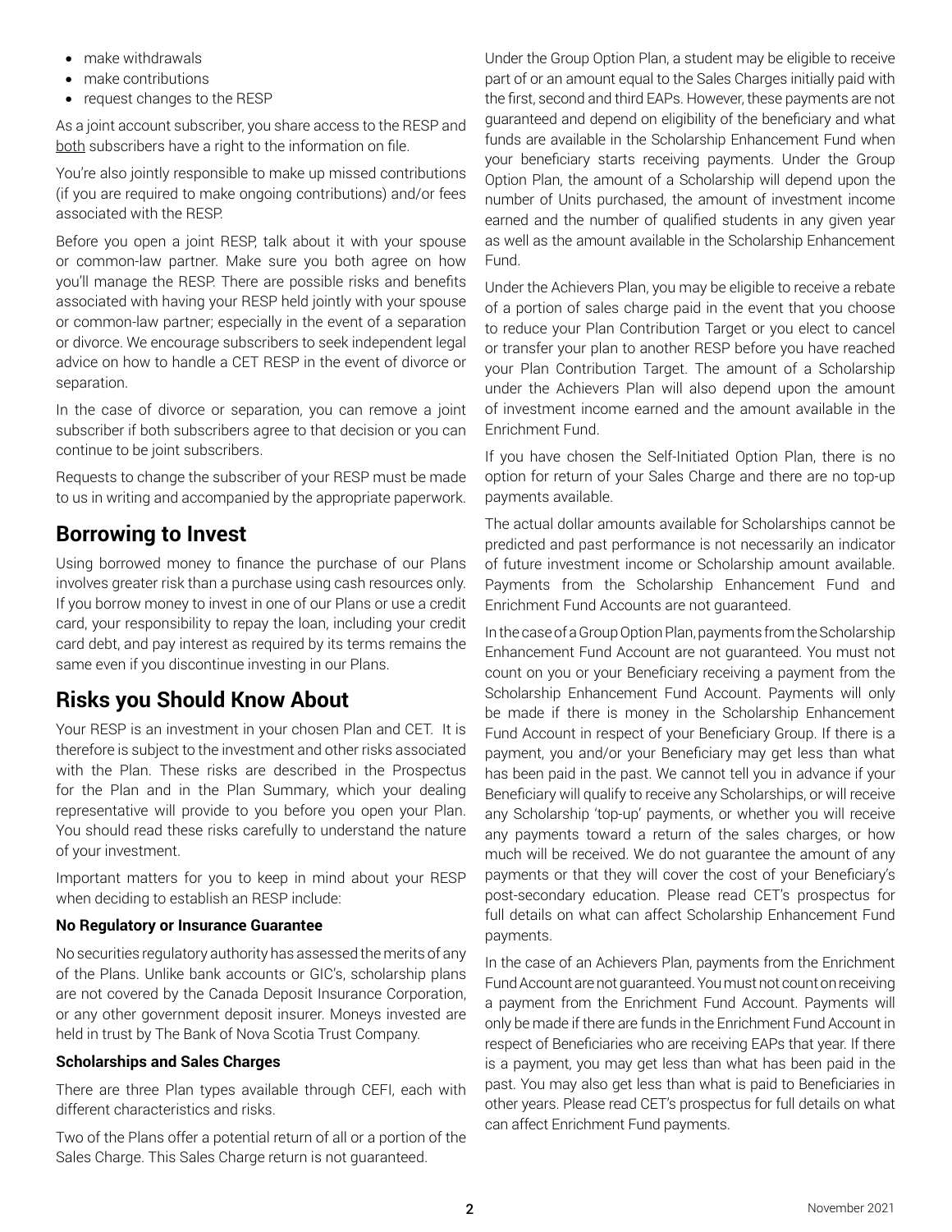- make withdrawals
- make contributions
- request changes to the RESP

As a joint account subscriber, you share access to the RESP and both subscribers have a right to the information on file.

You're also jointly responsible to make up missed contributions (if you are required to make ongoing contributions) and/or fees associated with the RESP.

Before you open a joint RESP, talk about it with your spouse or common-law partner. Make sure you both agree on how you'll manage the RESP. There are possible risks and benefits associated with having your RESP held jointly with your spouse or common-law partner; especially in the event of a separation or divorce. We encourage subscribers to seek independent legal advice on how to handle a CET RESP in the event of divorce or separation.

In the case of divorce or separation, you can remove a joint subscriber if both subscribers agree to that decision or you can continue to be joint subscribers.

Requests to change the subscriber of your RESP must be made to us in writing and accompanied by the appropriate paperwork.

## Borrowing to Invest

Using borrowed money to finance the purchase of our Plans involves greater risk than a purchase using cash resources only. If you borrow money to invest in one of our Plans or use a credit card, your responsibility to repay the loan, including your credit card debt, and pay interest as required by its terms remains the same even if you discontinue investing in our Plans.

## Risks you Should Know About

Your RESP is an investment in your chosen Plan and CET. It is therefore is subject to the investment and other risks associated with the Plan. These risks are described in the Prospectus for the Plan and in the Plan Summary, which your dealing representative will provide to you before you open your Plan. You should read these risks carefully to understand the nature of your investment.

Important matters for you to keep in mind about your RESP when deciding to establish an RESP include:

**No Regulatory or Insurance Guarantee**

No securities regulatory authority has assessed the merits of any of the Plans. Unlike bank accounts or GIC's, scholarship plans are not covered by the Canada Deposit Insurance Corporation, or any other government deposit insurer. Moneys invested are held in trust by The Bank of Nova Scotia Trust Company.

**Scholarships and Sales Charges**

There are three Plan types available through CEFI, each with different characteristics and risks.

Two of the Plans offer a potential return of all or a portion of the Sales Charge. This Sales Charge return is not guaranteed.

Under the Group Option Plan, a student may be eligible to receive part of or an amount equal to the Sales Charges initially paid with the first, second and third EAPs. However, these payments are not guaranteed and depend on eligibility of the beneficiary and what funds are available in the Scholarship Enhancement Fund when your beneficiary starts receiving payments. Under the Group Option Plan, the amount of a Scholarship will depend upon the number of Units purchased, the amount of investment income earned and the number of qualified students in any given year as well as the amount available in the Scholarship Enhancement Fund.

Under the Achievers Plan, you may be eligible to receive a rebate of a portion of sales charge paid in the event that you choose to reduce your Plan Contribution Target or you elect to cancel or transfer your plan to another RESP before you have reached your Plan Contribution Target. The amount of a Scholarship under the Achievers Plan will also depend upon the amount of investment income earned and the amount available in the Enrichment Fund.

If you have chosen the Self-Initiated Option Plan, there is no option for return of your Sales Charge and there are no top-up payments available.

The actual dollar amounts available for Scholarships cannot be predicted and past performance is not necessarily an indicator of future investment income or Scholarship amount available. Payments from the Scholarship Enhancement Fund and Enrichment Fund Accounts are not guaranteed.

In the case of a Group Option Plan, payments from the Scholarship Enhancement Fund Account are not guaranteed. You must not count on you or your Beneficiary receiving a payment from the Scholarship Enhancement Fund Account. Payments will only be made if there is money in the Scholarship Enhancement Fund Account in respect of your Beneficiary Group. If there is a payment, you and/or your Beneficiary may get less than what has been paid in the past. We cannot tell you in advance if your Beneficiary will qualify to receive any Scholarships, or will receive any Scholarship 'top-up' payments, or whether you will receive any payments toward a return of the sales charges, or how much will be received. We do not guarantee the amount of any payments or that they will cover the cost of your Beneficiary's post-secondary education. Please read CET's prospectus for full details on what can affect Scholarship Enhancement Fund payments.

In the case of an Achievers Plan, payments from the Enrichment Fund Account are not guaranteed. You must not count on receiving a payment from the Enrichment Fund Account. Payments will only be made if there are funds in the Enrichment Fund Account in respect of Beneficiaries who are receiving EAPs that year. If there is a payment, you may get less than what has been paid in the past. You may also get less than what is paid to Beneficiaries in other years. Please read CET's prospectus for full details on what can affect Enrichment Fund payments.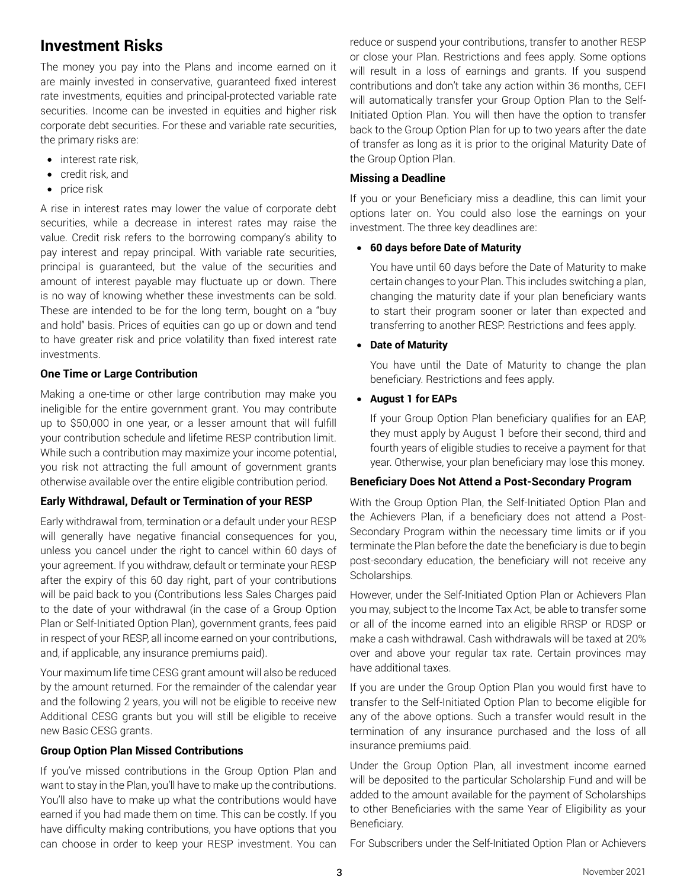## Investment Risks

The money you pay into the Plans and income earned on it are mainly invested in conservative, guaranteed fixed interest rate investments, equities and principal-protected variable rate securities. Income can be invested in equities and higher risk corporate debt securities. For these and variable rate securities, the primary risks are:

- interest rate risk,
- credit risk, and
- price risk

A rise in interest rates may lower the value of corporate debt securities, while a decrease in interest rates may raise the value. Credit risk refers to the borrowing company's ability to pay interest and repay principal. With variable rate securities, principal is guaranteed, but the value of the securities and amount of interest payable may fluctuate up or down. There is no way of knowing whether these investments can be sold. These are intended to be for the long term, bought on a "buy and hold" basis. Prices of equities can go up or down and tend to have greater risk and price volatility than fixed interest rate investments.

### One Time or Large Contribution

Making a one-time or other large contribution may make you ineligible for the entire government grant. You may contribute up to $50,000 in one year, or a lesser amount that will fulfill your contribution schedule and lifetime RESP contribution limit. While such a contribution may maximize your income potential, you risk not attracting the full amount of government grants otherwise available over the entire eligible contribution period.

### Early Withdrawal, Default or Termination of your RESP

Early withdrawal from, termination or a default under your RESP will generally have negative financial consequences for you, unless you cancel under the right to cancel within 60 days of your agreement. If you withdraw, default or terminate your RESP after the expiry of this 60 day right, part of your contributions will be paid back to you (Contributions less Sales Charges paid to the date of your withdrawal (in the case of a Group Option Plan or Self-Initiated Option Plan), government grants, fees paid in respect of your RESP, all income earned on your contributions, and, if applicable, any insurance premiums paid).

Your maximum life time CESG grant amount will also be reduced by the amount returned. For the remainder of the calendar year and the following 2 years, you will not be eligible to receive new Additional CESG grants but you will still be eligible to receive new Basic CESG grants.

### Group Option Plan Missed Contributions

If you've missed contributions in the Group Option Plan and want to stay in the Plan, you'll have to make up the contributions. You'll also have to make up what the contributions would have earned if you had made them on time. This can be costly. If you have difficulty making contributions, you have options that you can choose in order to keep your RESP investment. You can reduce or suspend your contributions, transfer to another RESP or close your Plan. Restrictions and fees apply. Some options will result in a loss of earnings and grants. If you suspend contributions and don't take any action within 36 months, CEFI will automatically transfer your Group Option Plan to the Self-Initiated Option Plan. You will then have the option to transfer back to the Group Option Plan for up to two years after the date of transfer as long as it is prior to the original Maturity Date of the Group Option Plan.

### Missing a Deadline

If you or your Beneficiary miss a deadline, this can limit your options later on. You could also lose the earnings on your investment. The three key deadlines are:

- **60 days before Date of Maturity**

  You have until 60 days before the Date of Maturity to make certain changes to your Plan. This includes switching a plan, changing the maturity date if your plan beneficiary wants to start their program sooner or later than expected and transferring to another RESP. Restrictions and fees apply.

- **Date of Maturity**

  You have until the Date of Maturity to change the plan beneficiary. Restrictions and fees apply.

- **August 1 for EAPs**

  If your Group Option Plan beneficiary qualifies for an EAP, they must apply by August 1 before their second, third and fourth years of eligible studies to receive a payment for that year. Otherwise, your plan beneficiary may lose this money.

### Beneficiary Does Not Attend a Post-Secondary Program

With the Group Option Plan, the Self-Initiated Option Plan and the Achievers Plan, if a beneficiary does not attend a Post-Secondary Program within the necessary time limits or if you terminate the Plan before the date the beneficiary is due to begin post-secondary education, the beneficiary will not receive any Scholarships.

However, under the Self-Initiated Option Plan or Achievers Plan you may, subject to the Income Tax Act, be able to transfer some or all of the income earned into an eligible RRSP or RDSP or make a cash withdrawal. Cash withdrawals will be taxed at 20% over and above your regular tax rate. Certain provinces may have additional taxes.

If you are under the Group Option Plan you would first have to transfer to the Self-Initiated Option Plan to become eligible for any of the above options. Such a transfer would result in the termination of any insurance purchased and the loss of all insurance premiums paid.

Under the Group Option Plan, all investment income earned will be deposited to the particular Scholarship Fund and will be added to the amount available for the payment of Scholarships to other Beneficiaries with the same Year of Eligibility as your Beneficiary.

For Subscribers under the Self-Initiated Option Plan or Achievers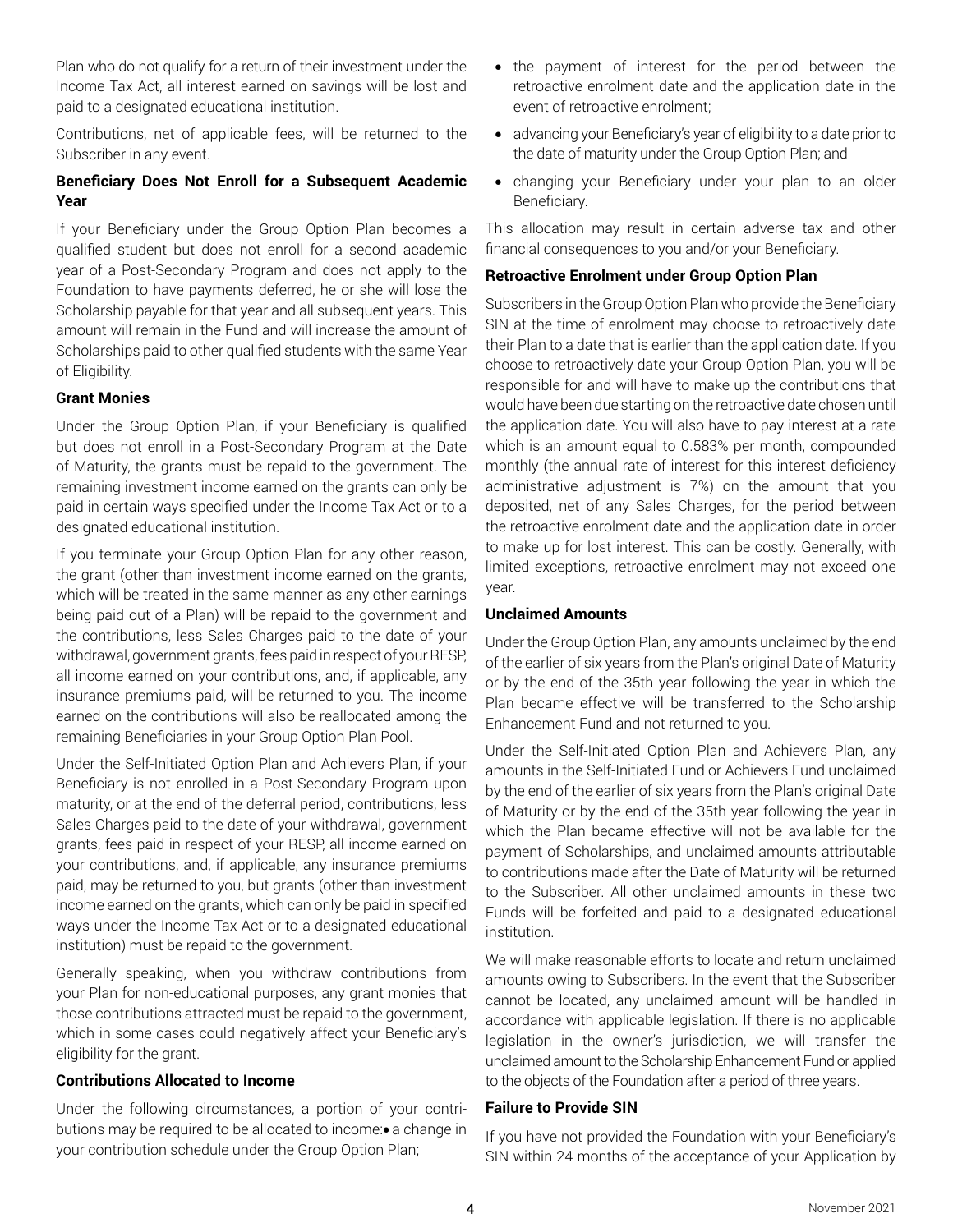Plan who do not qualify for a return of their investment under the Income Tax Act, all interest earned on savings will be lost and paid to a designated educational institution.

Contributions, net of applicable fees, will be returned to the Subscriber in any event.

**Beneficiary Does Not Enroll for a Subsequent Academic Year**

If your Beneficiary under the Group Option Plan becomes a qualified student but does not enroll for a second academic year of a Post-Secondary Program and does not apply to the Foundation to have payments deferred, he or she will lose the Scholarship payable for that year and all subsequent years. This amount will remain in the Fund and will increase the amount of Scholarships paid to other qualified students with the same Year of Eligibility.

**Grant Monies**

Under the Group Option Plan, if your Beneficiary is qualified but does not enroll in a Post-Secondary Program at the Date of Maturity, the grants must be repaid to the government. The remaining investment income earned on the grants can only be paid in certain ways specified under the Income Tax Act or to a designated educational institution.

If you terminate your Group Option Plan for any other reason, the grant (other than investment income earned on the grants, which will be treated in the same manner as any other earnings being paid out of a Plan) will be repaid to the government and the contributions, less Sales Charges paid to the date of your withdrawal, government grants, fees paid in respect of your RESP, all income earned on your contributions, and, if applicable, any insurance premiums paid, will be returned to you. The income earned on the contributions will also be reallocated among the remaining Beneficiaries in your Group Option Plan Pool.

Under the Self-Initiated Option Plan and Achievers Plan, if your Beneficiary is not enrolled in a Post-Secondary Program upon maturity, or at the end of the deferral period, contributions, less Sales Charges paid to the date of your withdrawal, government grants, fees paid in respect of your RESP, all income earned on your contributions, and, if applicable, any insurance premiums paid, may be returned to you, but grants (other than investment income earned on the grants, which can only be paid in specified ways under the Income Tax Act or to a designated educational institution) must be repaid to the government.

Generally speaking, when you withdraw contributions from your Plan for non-educational purposes, any grant monies that those contributions attracted must be repaid to the government, which in some cases could negatively affect your Beneficiary's eligibility for the grant.

**Contributions Allocated to Income**

Under the following circumstances, a portion of your contributions may be required to be allocated to income:

- a change in your contribution schedule under the Group Option Plan;
- the payment of interest for the period between the retroactive enrolment date and the application date in the event of retroactive enrolment;
- advancing your Beneficiary's year of eligibility to a date prior to the date of maturity under the Group Option Plan; and
- changing your Beneficiary under your plan to an older Beneficiary.

This allocation may result in certain adverse tax and other financial consequences to you and/or your Beneficiary.

**Retroactive Enrolment under Group Option Plan**

Subscribers in the Group Option Plan who provide the Beneficiary SIN at the time of enrolment may choose to retroactively date their Plan to a date that is earlier than the application date. If you choose to retroactively date your Group Option Plan, you will be responsible for and will have to make up the contributions that would have been due starting on the retroactive date chosen until the application date. You will also have to pay interest at a rate which is an amount equal to 0.583% per month, compounded monthly (the annual rate of interest for this interest deficiency administrative adjustment is 7%) on the amount that you deposited, net of any Sales Charges, for the period between the retroactive enrolment date and the application date in order to make up for lost interest. This can be costly. Generally, with limited exceptions, retroactive enrolment may not exceed one year.

**Unclaimed Amounts**

Under the Group Option Plan, any amounts unclaimed by the end of the earlier of six years from the Plan's original Date of Maturity or by the end of the 35th year following the year in which the Plan became effective will be transferred to the Scholarship Enhancement Fund and not returned to you.

Under the Self-Initiated Option Plan and Achievers Plan, any amounts in the Self-Initiated Fund or Achievers Fund unclaimed by the end of the earlier of six years from the Plan's original Date of Maturity or by the end of the 35th year following the year in which the Plan became effective will not be available for the payment of Scholarships, and unclaimed amounts attributable to contributions made after the Date of Maturity will be returned to the Subscriber. All other unclaimed amounts in these two Funds will be forfeited and paid to a designated educational institution.

We will make reasonable efforts to locate and return unclaimed amounts owing to Subscribers. In the event that the Subscriber cannot be located, any unclaimed amount will be handled in accordance with applicable legislation. If there is no applicable legislation in the owner's jurisdiction, we will transfer the unclaimed amount to the Scholarship Enhancement Fund or applied to the objects of the Foundation after a period of three years.

**Failure to Provide SIN**

If you have not provided the Foundation with your Beneficiary's SIN within 24 months of the acceptance of your Application by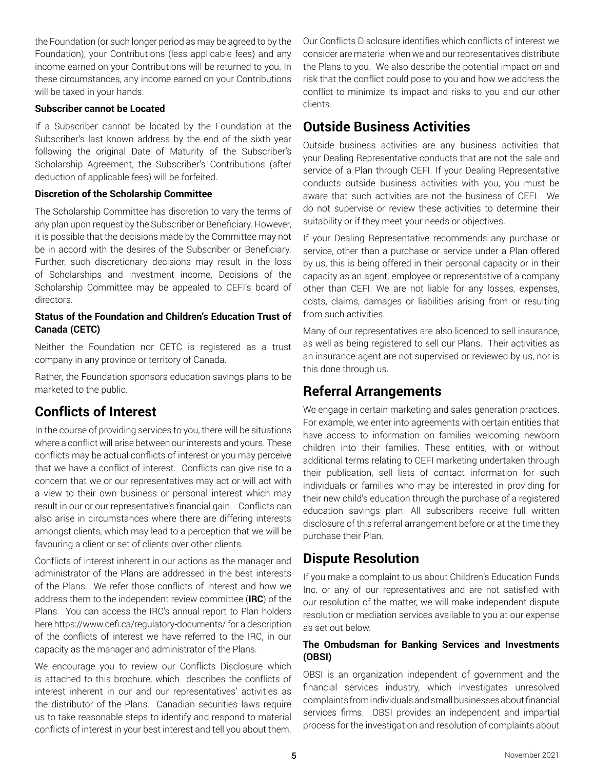the Foundation (or such longer period as may be agreed to by the Foundation), your Contributions (less applicable fees) and any income earned on your Contributions will be returned to you. In these circumstances, any income earned on your Contributions will be taxed in your hands.

**Subscriber cannot be Located**

If a Subscriber cannot be located by the Foundation at the Subscriber's last known address by the end of the sixth year following the original Date of Maturity of the Subscriber's Scholarship Agreement, the Subscriber's Contributions (after deduction of applicable fees) will be forfeited.

**Discretion of the Scholarship Committee**

The Scholarship Committee has discretion to vary the terms of any plan upon request by the Subscriber or Beneficiary. However, it is possible that the decisions made by the Committee may not be in accord with the desires of the Subscriber or Beneficiary. Further, such discretionary decisions may result in the loss of Scholarships and investment income. Decisions of the Scholarship Committee may be appealed to CEFI's board of directors.

**Status of the Foundation and Children's Education Trust of Canada (CETC)**

Neither the Foundation nor CETC is registered as a trust company in any province or territory of Canada.

Rather, the Foundation sponsors education savings plans to be marketed to the public.

## Conflicts of Interest

In the course of providing services to you, there will be situations where a conflict will arise between our interests and yours. These conflicts may be actual conflicts of interest or you may perceive that we have a conflict of interest. Conflicts can give rise to a concern that we or our representatives may act or will act with a view to their own business or personal interest which may result in our or our representative's financial gain. Conflicts can also arise in circumstances where there are differing interests amongst clients, which may lead to a perception that we will be favouring a client or set of clients over other clients.

Conflicts of interest inherent in our actions as the manager and administrator of the Plans are addressed in the best interests of the Plans. We refer those conflicts of interest and how we address them to the independent review committee (**IRC**) of the Plans. You can access the IRC's annual report to Plan holders here https://www.cefi.ca/regulatory-documents/ for a description of the conflicts of interest we have referred to the IRC, in our capacity as the manager and administrator of the Plans.

We encourage you to review our Conflicts Disclosure which is attached to this brochure, which describes the conflicts of interest inherent in our and our representatives' activities as the distributor of the Plans. Canadian securities laws require us to take reasonable steps to identify and respond to material conflicts of interest in your best interest and tell you about them. Our Conflicts Disclosure identifies which conflicts of interest we consider are material when we and our representatives distribute the Plans to you. We also describe the potential impact on and risk that the conflict could pose to you and how we address the conflict to minimize its impact and risks to you and our other clients.

## Outside Business Activities

Outside business activities are any business activities that your Dealing Representative conducts that are not the sale and service of a Plan through CEFI. If your Dealing Representative conducts outside business activities with you, you must be aware that such activities are not the business of CEFI. We do not supervise or review these activities to determine their suitability or if they meet your needs or objectives.

If your Dealing Representative recommends any purchase or service, other than a purchase or service under a Plan offered by us, this is being offered in their personal capacity or in their capacity as an agent, employee or representative of a company other than CEFI. We are not liable for any losses, expenses, costs, claims, damages or liabilities arising from or resulting from such activities.

Many of our representatives are also licenced to sell insurance, as well as being registered to sell our Plans. Their activities as an insurance agent are not supervised or reviewed by us, nor is this done through us.

## Referral Arrangements

We engage in certain marketing and sales generation practices. For example, we enter into agreements with certain entities that have access to information on families welcoming newborn children into their families. These entities, with or without additional terms relating to CEFI marketing undertaken through their publication, sell lists of contact information for such individuals or families who may be interested in providing for their new child's education through the purchase of a registered education savings plan. All subscribers receive full written disclosure of this referral arrangement before or at the time they purchase their Plan.

## Dispute Resolution

If you make a complaint to us about Children's Education Funds Inc. or any of our representatives and are not satisfied with our resolution of the matter, we will make independent dispute resolution or mediation services available to you at our expense as set out below.

**The Ombudsman for Banking Services and Investments (OBSI)**

OBSI is an organization independent of government and the financial services industry, which investigates unresolved complaints from individuals and small businesses about financial services firms. OBSI provides an independent and impartial process for the investigation and resolution of complaints about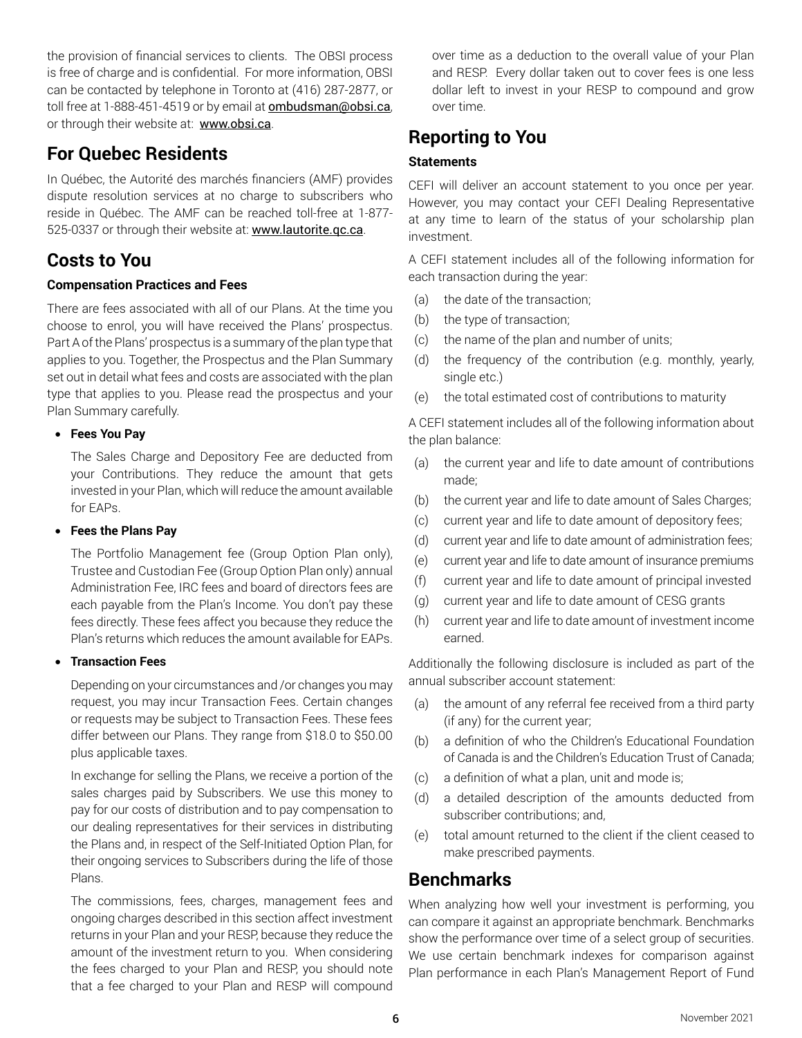the provision of financial services to clients. The OBSI process is free of charge and is confidential. For more information, OBSI can be contacted by telephone in Toronto at (416) 287-2877, or toll free at 1-888-451-4519 or by email at ombudsman@obsi.ca, or through their website at: www.obsi.ca.

## For Quebec Residents

In Québec, the Autorité des marchés financiers (AMF) provides dispute resolution services at no charge to subscribers who reside in Québec. The AMF can be reached toll-free at 1-877-525-0337 or through their website at: www.lautorite.qc.ca.

## Costs to You

### Compensation Practices and Fees

There are fees associated with all of our Plans. At the time you choose to enrol, you will have received the Plans' prospectus. Part A of the Plans' prospectus is a summary of the plan type that applies to you. Together, the Prospectus and the Plan Summary set out in detail what fees and costs are associated with the plan type that applies to you. Please read the prospectus and your Plan Summary carefully.

- **Fees You Pay**

  The Sales Charge and Depository Fee are deducted from your Contributions. They reduce the amount that gets invested in your Plan, which will reduce the amount available for EAPs.

- **Fees the Plans Pay**

  The Portfolio Management fee (Group Option Plan only), Trustee and Custodian Fee (Group Option Plan only) annual Administration Fee, IRC fees and board of directors fees are each payable from the Plan's Income. You don't pay these fees directly. These fees affect you because they reduce the Plan's returns which reduces the amount available for EAPs.

- **Transaction Fees**

  Depending on your circumstances and /or changes you may request, you may incur Transaction Fees. Certain changes or requests may be subject to Transaction Fees. These fees differ between our Plans. They range from $18.0 to $50.00 plus applicable taxes.

  In exchange for selling the Plans, we receive a portion of the sales charges paid by Subscribers. We use this money to pay for our costs of distribution and to pay compensation to our dealing representatives for their services in distributing the Plans and, in respect of the Self-Initiated Option Plan, for their ongoing services to Subscribers during the life of those Plans.

  The commissions, fees, charges, management fees and ongoing charges described in this section affect investment returns in your Plan and your RESP, because they reduce the amount of the investment return to you. When considering the fees charged to your Plan and RESP, you should note that a fee charged to your Plan and RESP will compound over time as a deduction to the overall value of your Plan and RESP. Every dollar taken out to cover fees is one less dollar left to invest in your RESP to compound and grow over time.

## Reporting to You

### Statements

CEFI will deliver an account statement to you once per year. However, you may contact your CEFI Dealing Representative at any time to learn of the status of your scholarship plan investment.

A CEFI statement includes all of the following information for each transaction during the year:

(a) the date of the transaction;
(b) the type of transaction;
(c) the name of the plan and number of units;
(d) the frequency of the contribution (e.g. monthly, yearly, single etc.)
(e) the total estimated cost of contributions to maturity

A CEFI statement includes all of the following information about the plan balance:

(a) the current year and life to date amount of contributions made;
(b) the current year and life to date amount of Sales Charges;
(c) current year and life to date amount of depository fees;
(d) current year and life to date amount of administration fees;
(e) current year and life to date amount of insurance premiums
(f) current year and life to date amount of principal invested
(g) current year and life to date amount of CESG grants
(h) current year and life to date amount of investment income earned.

Additionally the following disclosure is included as part of the annual subscriber account statement:

(a) the amount of any referral fee received from a third party (if any) for the current year;
(b) a definition of who the Children's Educational Foundation of Canada is and the Children's Education Trust of Canada;
(c) a definition of what a plan, unit and mode is;
(d) a detailed description of the amounts deducted from subscriber contributions; and,
(e) total amount returned to the client if the client ceased to make prescribed payments.

## Benchmarks

When analyzing how well your investment is performing, you can compare it against an appropriate benchmark. Benchmarks show the performance over time of a select group of securities. We use certain benchmark indexes for comparison against Plan performance in each Plan's Management Report of Fund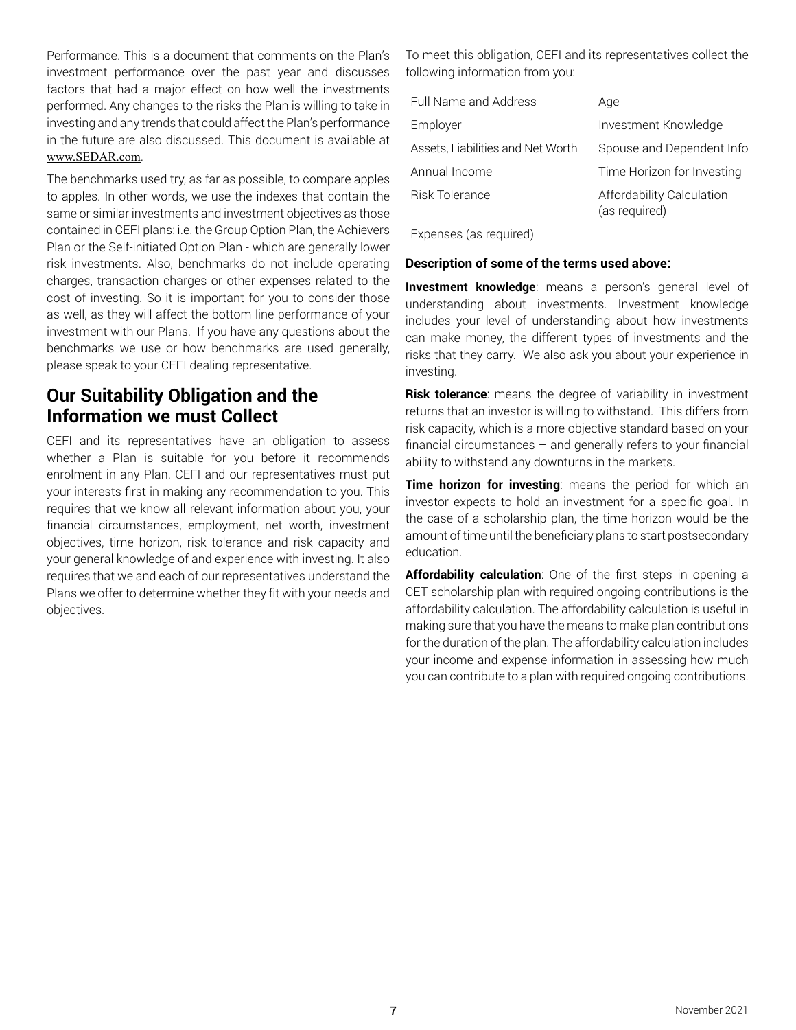Performance. This is a document that comments on the Plan's investment performance over the past year and discusses factors that had a major effect on how well the investments performed. Any changes to the risks the Plan is willing to take in investing and any trends that could affect the Plan's performance in the future are also discussed. This document is available at www.SEDAR.com.

The benchmarks used try, as far as possible, to compare apples to apples. In other words, we use the indexes that contain the same or similar investments and investment objectives as those contained in CEFI plans: i.e. the Group Option Plan, the Achievers Plan or the Self-initiated Option Plan - which are generally lower risk investments. Also, benchmarks do not include operating charges, transaction charges or other expenses related to the cost of investing. So it is important for you to consider those as well, as they will affect the bottom line performance of your investment with our Plans. If you have any questions about the benchmarks we use or how benchmarks are used generally, please speak to your CEFI dealing representative.

## Our Suitability Obligation and the Information we must Collect

CEFI and its representatives have an obligation to assess whether a Plan is suitable for you before it recommends enrolment in any Plan. CEFI and our representatives must put your interests first in making any recommendation to you. This requires that we know all relevant information about you, your financial circumstances, employment, net worth, investment objectives, time horizon, risk tolerance and risk capacity and your general knowledge of and experience with investing. It also requires that we and each of our representatives understand the Plans we offer to determine whether they fit with your needs and objectives.

To meet this obligation, CEFI and its representatives collect the following information from you:

| | |
|---|---|
| Full Name and Address | Age |
| Employer | Investment Knowledge |
| Assets, Liabilities and Net Worth | Spouse and Dependent Info |
| Annual Income | Time Horizon for Investing |
| Risk Tolerance | Affordability Calculation (as required) |
| Expenses (as required) | |

**Description of some of the terms used above:**

**Investment knowledge**: means a person's general level of understanding about investments. Investment knowledge includes your level of understanding about how investments can make money, the different types of investments and the risks that they carry. We also ask you about your experience in investing.

**Risk tolerance**: means the degree of variability in investment returns that an investor is willing to withstand. This differs from risk capacity, which is a more objective standard based on your financial circumstances – and generally refers to your financial ability to withstand any downturns in the markets.

**Time horizon for investing**: means the period for which an investor expects to hold an investment for a specific goal. In the case of a scholarship plan, the time horizon would be the amount of time until the beneficiary plans to start postsecondary education.

**Affordability calculation**: One of the first steps in opening a CET scholarship plan with required ongoing contributions is the affordability calculation. The affordability calculation is useful in making sure that you have the means to make plan contributions for the duration of the plan. The affordability calculation includes your income and expense information in assessing how much you can contribute to a plan with required ongoing contributions.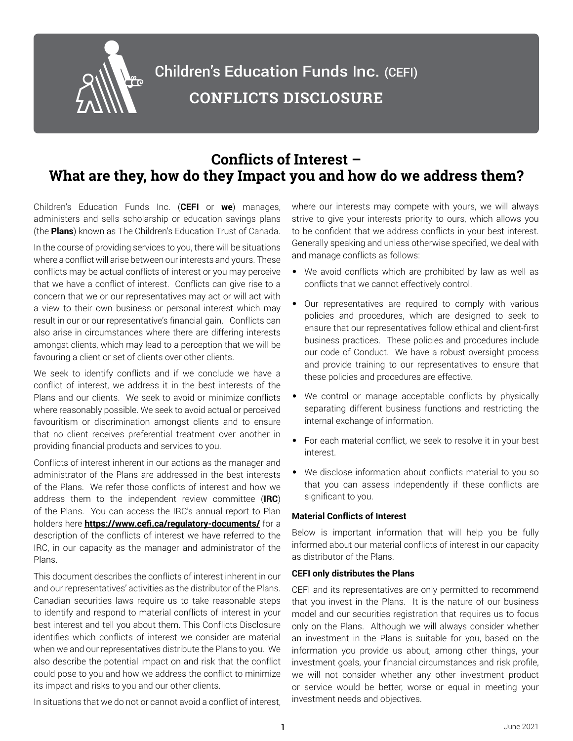# Children's Education Funds Inc. (CEFI)

## CONFLICTS DISCLOSURE

## Conflicts of Interest – What are they, how do they Impact you and how do we address them?

Children's Education Funds Inc. (**CEFI** or **we**) manages, administers and sells scholarship or education savings plans (the **Plans**) known as The Children's Education Trust of Canada.

In the course of providing services to you, there will be situations where a conflict will arise between our interests and yours. These conflicts may be actual conflicts of interest or you may perceive that we have a conflict of interest. Conflicts can give rise to a concern that we or our representatives may act or will act with a view to their own business or personal interest which may result in our or our representative's financial gain. Conflicts can also arise in circumstances where there are differing interests amongst clients, which may lead to a perception that we will be favouring a client or set of clients over other clients.

We seek to identify conflicts and if we conclude we have a conflict of interest, we address it in the best interests of the Plans and our clients. We seek to avoid or minimize conflicts where reasonably possible. We seek to avoid actual or perceived favouritism or discrimination amongst clients and to ensure that no client receives preferential treatment over another in providing financial products and services to you.

Conflicts of interest inherent in our actions as the manager and administrator of the Plans are addressed in the best interests of the Plans. We refer those conflicts of interest and how we address them to the independent review committee (**IRC**) of the Plans. You can access the IRC's annual report to Plan holders here **https://www.cefi.ca/regulatory-documents/** for a description of the conflicts of interest we have referred to the IRC, in our capacity as the manager and administrator of the Plans.

This document describes the conflicts of interest inherent in our and our representatives' activities as the distributor of the Plans. Canadian securities laws require us to take reasonable steps to identify and respond to material conflicts of interest in your best interest and tell you about them. This Conflicts Disclosure identifies which conflicts of interest we consider are material when we and our representatives distribute the Plans to you. We also describe the potential impact on and risk that the conflict could pose to you and how we address the conflict to minimize its impact and risks to you and our other clients.

In situations that we do not or cannot avoid a conflict of interest, where our interests may compete with yours, we will always strive to give your interests priority to ours, which allows you to be confident that we address conflicts in your best interest. Generally speaking and unless otherwise specified, we deal with and manage conflicts as follows:

- We avoid conflicts which are prohibited by law as well as conflicts that we cannot effectively control.
- Our representatives are required to comply with various policies and procedures, which are designed to seek to ensure that our representatives follow ethical and client-first business practices. These policies and procedures include our code of Conduct. We have a robust oversight process and provide training to our representatives to ensure that these policies and procedures are effective.
- We control or manage acceptable conflicts by physically separating different business functions and restricting the internal exchange of information.
- For each material conflict, we seek to resolve it in your best interest.
- We disclose information about conflicts material to you so that you can assess independently if these conflicts are significant to you.

**Material Conflicts of Interest**

Below is important information that will help you be fully informed about our material conflicts of interest in our capacity as distributor of the Plans.

**CEFI only distributes the Plans**

CEFI and its representatives are only permitted to recommend that you invest in the Plans. It is the nature of our business model and our securities registration that requires us to focus only on the Plans. Although we will always consider whether an investment in the Plans is suitable for you, based on the information you provide us about, among other things, your investment goals, your financial circumstances and risk profile, we will not consider whether any other investment product or service would be better, worse or equal in meeting your investment needs and objectives.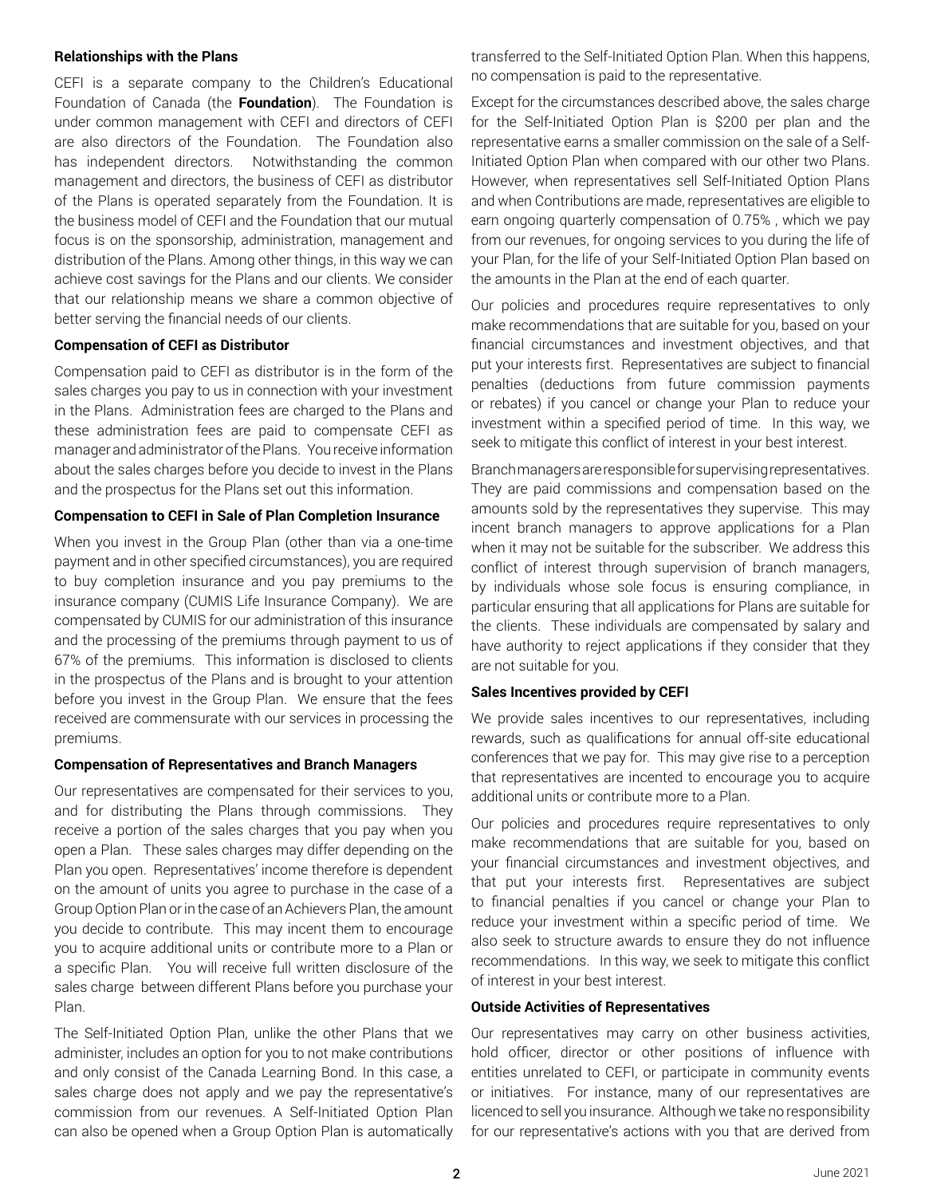**Relationships with the Plans**

CEFI is a separate company to the Children's Educational Foundation of Canada (the **Foundation**). The Foundation is under common management with CEFI and directors of CEFI are also directors of the Foundation. The Foundation also has independent directors. Notwithstanding the common management and directors, the business of CEFI as distributor of the Plans is operated separately from the Foundation. It is the business model of CEFI and the Foundation that our mutual focus is on the sponsorship, administration, management and distribution of the Plans. Among other things, in this way we can achieve cost savings for the Plans and our clients. We consider that our relationship means we share a common objective of better serving the financial needs of our clients.

**Compensation of CEFI as Distributor**

Compensation paid to CEFI as distributor is in the form of the sales charges you pay to us in connection with your investment in the Plans. Administration fees are charged to the Plans and these administration fees are paid to compensate CEFI as manager and administrator of the Plans. You receive information about the sales charges before you decide to invest in the Plans and the prospectus for the Plans set out this information.

**Compensation to CEFI in Sale of Plan Completion Insurance**

When you invest in the Group Plan (other than via a one-time payment and in other specified circumstances), you are required to buy completion insurance and you pay premiums to the insurance company (CUMIS Life Insurance Company). We are compensated by CUMIS for our administration of this insurance and the processing of the premiums through payment to us of 67% of the premiums. This information is disclosed to clients in the prospectus of the Plans and is brought to your attention before you invest in the Group Plan. We ensure that the fees received are commensurate with our services in processing the premiums.

**Compensation of Representatives and Branch Managers**

Our representatives are compensated for their services to you, and for distributing the Plans through commissions. They receive a portion of the sales charges that you pay when you open a Plan. These sales charges may differ depending on the Plan you open. Representatives' income therefore is dependent on the amount of units you agree to purchase in the case of a Group Option Plan or in the case of an Achievers Plan, the amount you decide to contribute. This may incent them to encourage you to acquire additional units or contribute more to a Plan or a specific Plan. You will receive full written disclosure of the sales charge between different Plans before you purchase your Plan.

The Self-Initiated Option Plan, unlike the other Plans that we administer, includes an option for you to not make contributions and only consist of the Canada Learning Bond. In this case, a sales charge does not apply and we pay the representative's commission from our revenues. A Self-Initiated Option Plan can also be opened when a Group Option Plan is automatically transferred to the Self-Initiated Option Plan. When this happens, no compensation is paid to the representative.

Except for the circumstances described above, the sales charge for the Self-Initiated Option Plan is $200 per plan and the representative earns a smaller commission on the sale of a Self-Initiated Option Plan when compared with our other two Plans. However, when representatives sell Self-Initiated Option Plans and when Contributions are made, representatives are eligible to earn ongoing quarterly compensation of 0.75% , which we pay from our revenues, for ongoing services to you during the life of your Plan, for the life of your Self-Initiated Option Plan based on the amounts in the Plan at the end of each quarter.

Our policies and procedures require representatives to only make recommendations that are suitable for you, based on your financial circumstances and investment objectives, and that put your interests first. Representatives are subject to financial penalties (deductions from future commission payments or rebates) if you cancel or change your Plan to reduce your investment within a specified period of time. In this way, we seek to mitigate this conflict of interest in your best interest.

Branch managers are responsible for supervising representatives. They are paid commissions and compensation based on the amounts sold by the representatives they supervise. This may incent branch managers to approve applications for a Plan when it may not be suitable for the subscriber. We address this conflict of interest through supervision of branch managers, by individuals whose sole focus is ensuring compliance, in particular ensuring that all applications for Plans are suitable for the clients. These individuals are compensated by salary and have authority to reject applications if they consider that they are not suitable for you.

**Sales Incentives provided by CEFI**

We provide sales incentives to our representatives, including rewards, such as qualifications for annual off-site educational conferences that we pay for. This may give rise to a perception that representatives are incented to encourage you to acquire additional units or contribute more to a Plan.

Our policies and procedures require representatives to only make recommendations that are suitable for you, based on your financial circumstances and investment objectives, and that put your interests first. Representatives are subject to financial penalties if you cancel or change your Plan to reduce your investment within a specific period of time. We also seek to structure awards to ensure they do not influence recommendations. In this way, we seek to mitigate this conflict of interest in your best interest.

**Outside Activities of Representatives**

Our representatives may carry on other business activities, hold officer, director or other positions of influence with entities unrelated to CEFI, or participate in community events or initiatives. For instance, many of our representatives are licenced to sell you insurance. Although we take no responsibility for our representative's actions with you that are derived from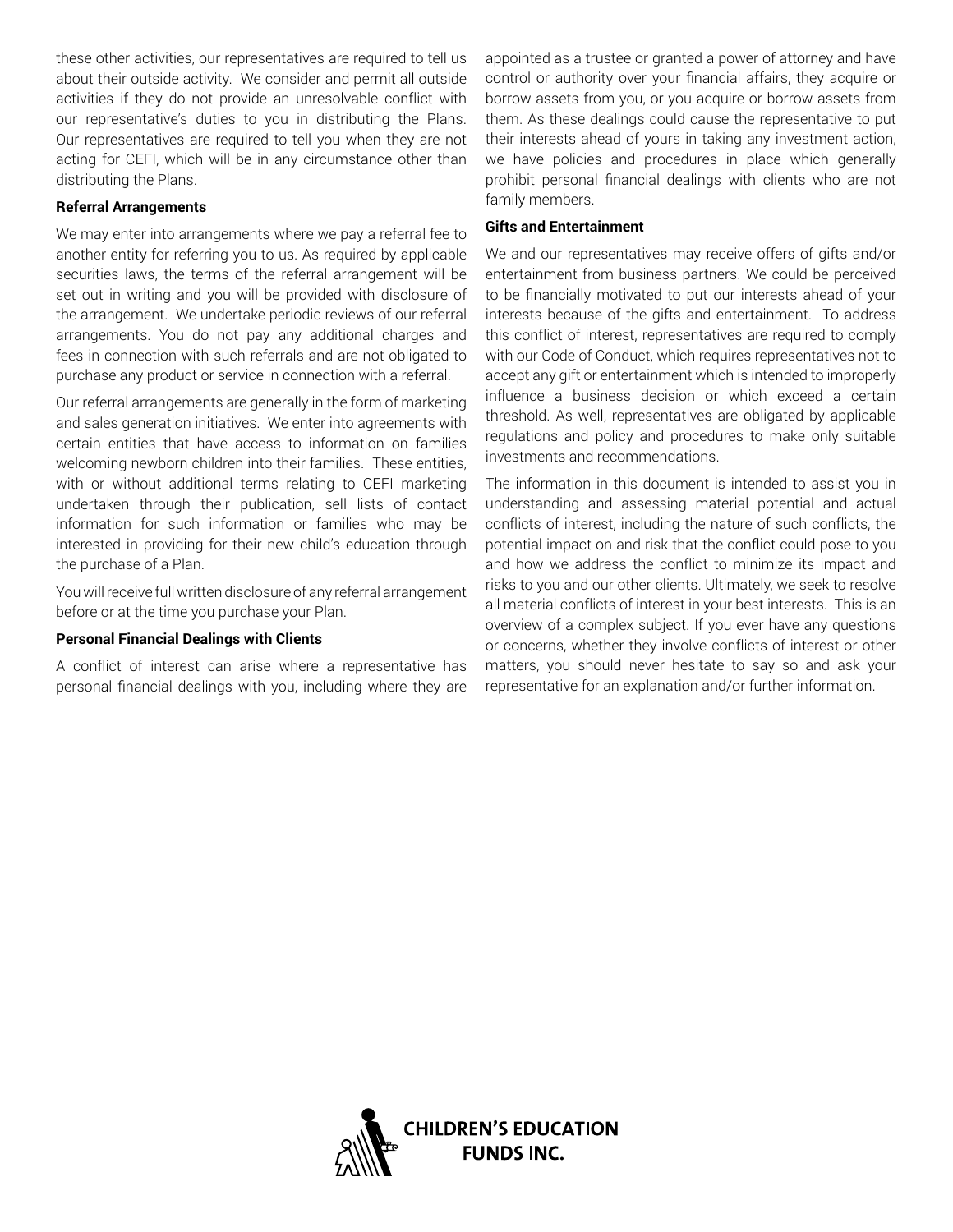these other activities, our representatives are required to tell us about their outside activity. We consider and permit all outside activities if they do not provide an unresolvable conflict with our representative's duties to you in distributing the Plans. Our representatives are required to tell you when they are not acting for CEFI, which will be in any circumstance other than distributing the Plans.

**Referral Arrangements**

We may enter into arrangements where we pay a referral fee to another entity for referring you to us. As required by applicable securities laws, the terms of the referral arrangement will be set out in writing and you will be provided with disclosure of the arrangement. We undertake periodic reviews of our referral arrangements. You do not pay any additional charges and fees in connection with such referrals and are not obligated to purchase any product or service in connection with a referral.

Our referral arrangements are generally in the form of marketing and sales generation initiatives. We enter into agreements with certain entities that have access to information on families welcoming newborn children into their families. These entities, with or without additional terms relating to CEFI marketing undertaken through their publication, sell lists of contact information for such information or families who may be interested in providing for their new child's education through the purchase of a Plan.

You will receive full written disclosure of any referral arrangement before or at the time you purchase your Plan.

**Personal Financial Dealings with Clients**

A conflict of interest can arise where a representative has personal financial dealings with you, including where they are appointed as a trustee or granted a power of attorney and have control or authority over your financial affairs, they acquire or borrow assets from you, or you acquire or borrow assets from them. As these dealings could cause the representative to put their interests ahead of yours in taking any investment action, we have policies and procedures in place which generally prohibit personal financial dealings with clients who are not family members.

**Gifts and Entertainment**

We and our representatives may receive offers of gifts and/or entertainment from business partners. We could be perceived to be financially motivated to put our interests ahead of your interests because of the gifts and entertainment. To address this conflict of interest, representatives are required to comply with our Code of Conduct, which requires representatives not to accept any gift or entertainment which is intended to improperly influence a business decision or which exceed a certain threshold. As well, representatives are obligated by applicable regulations and policy and procedures to make only suitable investments and recommendations.

The information in this document is intended to assist you in understanding and assessing material potential and actual conflicts of interest, including the nature of such conflicts, the potential impact on and risk that the conflict could pose to you and how we address the conflict to minimize its impact and risks to you and our other clients. Ultimately, we seek to resolve all material conflicts of interest in your best interests. This is an overview of a complex subject. If you ever have any questions or concerns, whether they involve conflicts of interest or other matters, you should never hesitate to say so and ask your representative for an explanation and/or further information.

CHILDREN'S EDUCATION FUNDS INC.